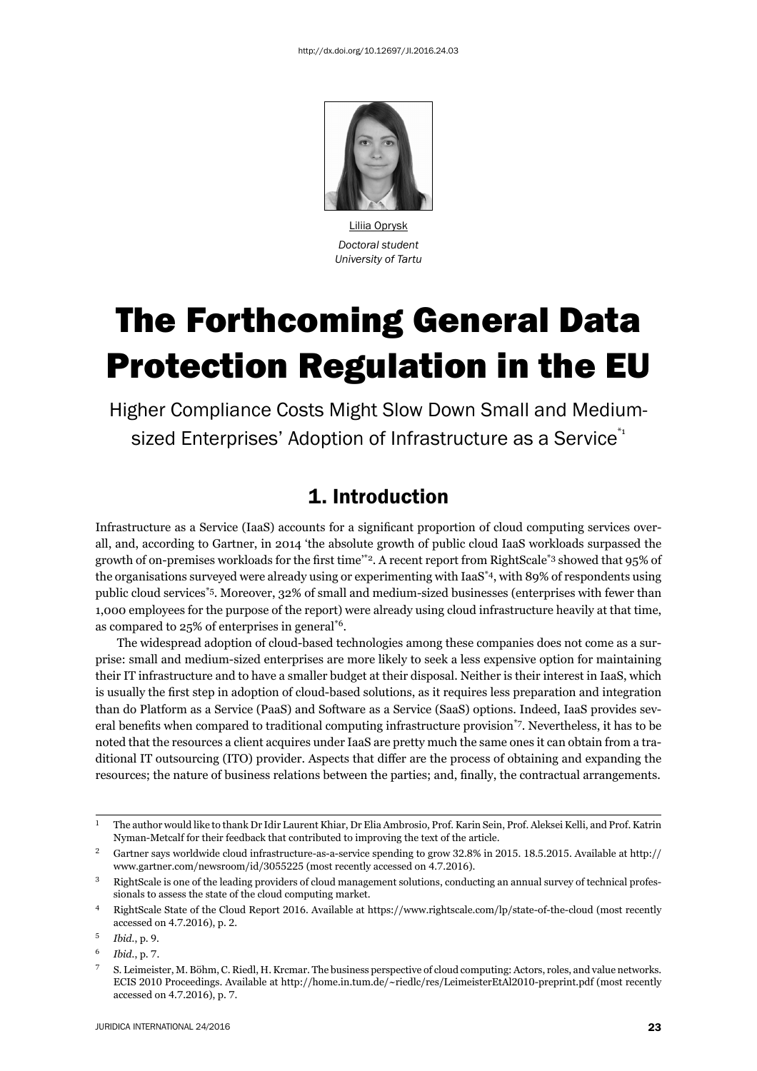http://dx.doi.org/10.12697/JI.2016.24.03

Liliia Oprysk
*Doctoral student*
*University of Tartu*

# The Forthcoming General Data Protection Regulation in the EU

## Higher Compliance Costs Might Slow Down Small and Medium-sized Enterprises' Adoption of Infrastructure as a Service[*1]

## 1. Introduction

Infrastructure as a Service (IaaS) accounts for a significant proportion of cloud computing services overall, and, according to Gartner, in 2014 'the absolute growth of public cloud IaaS workloads surpassed the growth of on-premises workloads for the first time'[*2]. A recent report from RightScale[*3] showed that 95% of the organisations surveyed were already using or experimenting with IaaS[*4], with 89% of respondents using public cloud services[*5]. Moreover, 32% of small and medium-sized businesses (enterprises with fewer than 1,000 employees for the purpose of the report) were already using cloud infrastructure heavily at that time, as compared to 25% of enterprises in general[*6].

The widespread adoption of cloud-based technologies among these companies does not come as a surprise: small and medium-sized enterprises are more likely to seek a less expensive option for maintaining their IT infrastructure and to have a smaller budget at their disposal. Neither is their interest in IaaS, which is usually the first step in adoption of cloud-based solutions, as it requires less preparation and integration than do Platform as a Service (PaaS) and Software as a Service (SaaS) options. Indeed, IaaS provides several benefits when compared to traditional computing infrastructure provision[*7]. Nevertheless, it has to be noted that the resources a client acquires under IaaS are pretty much the same ones it can obtain from a traditional IT outsourcing (ITO) provider. Aspects that differ are the process of obtaining and expanding the resources; the nature of business relations between the parties; and, finally, the contractual arrangements.

---

1 The author would like to thank Dr Idir Laurent Khiar, Dr Elia Ambrosio, Prof. Karin Sein, Prof. Aleksei Kelli, and Prof. Katrin Nyman-Metcalf for their feedback that contributed to improving the text of the article.

2 Gartner says worldwide cloud infrastructure-as-a-service spending to grow 32.8% in 2015. 18.5.2015. Available at http://www.gartner.com/newsroom/id/3055225 (most recently accessed on 4.7.2016).

3 RightScale is one of the leading providers of cloud management solutions, conducting an annual survey of technical professionals to assess the state of the cloud computing market.

4 RightScale State of the Cloud Report 2016. Available at https://www.rightscale.com/lp/state-of-the-cloud (most recently accessed on 4.7.2016), p. 2.

5 *Ibid.*, p. 9.

6 *Ibid.*, p. 7.

7 S. Leimeister, M. Böhm, C. Riedl, H. Krcmar. The business perspective of cloud computing: Actors, roles, and value networks. ECIS 2010 Proceedings. Available at http://home.in.tum.de/~riedlc/res/LeimeisterEtAl2010-preprint.pdf (most recently accessed on 4.7.2016), p. 7.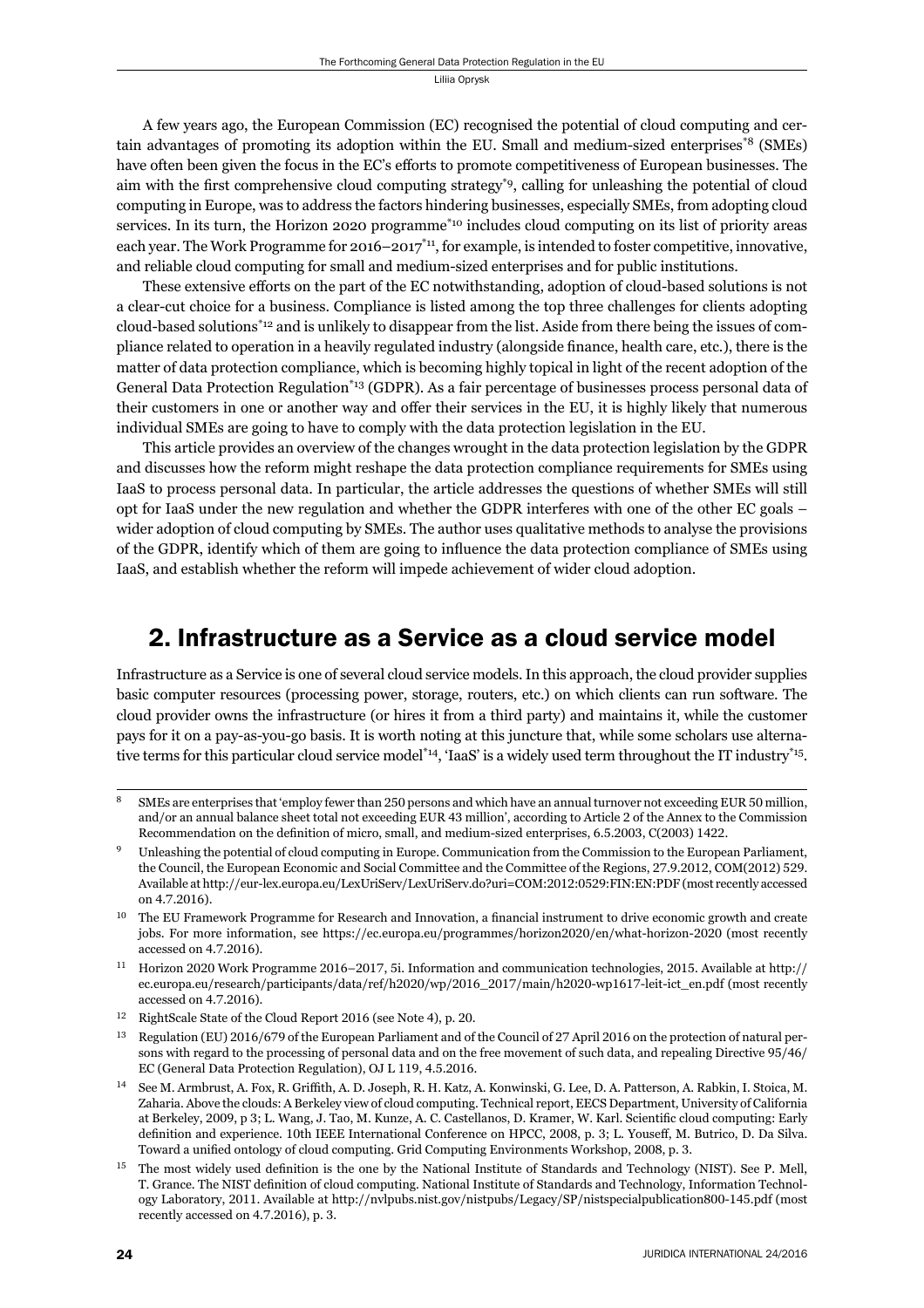A few years ago, the European Commission (EC) recognised the potential of cloud computing and certain advantages of promoting its adoption within the EU. Small and medium-sized enterprises[*8] (SMEs) have often been given the focus in the EC's efforts to promote competitiveness of European businesses. The aim with the first comprehensive cloud computing strategy[*9], calling for unleashing the potential of cloud computing in Europe, was to address the factors hindering businesses, especially SMEs, from adopting cloud services. In its turn, the Horizon 2020 programme[*10] includes cloud computing on its list of priority areas each year. The Work Programme for 2016–2017[*11], for example, is intended to foster competitive, innovative, and reliable cloud computing for small and medium-sized enterprises and for public institutions.

These extensive efforts on the part of the EC notwithstanding, adoption of cloud-based solutions is not a clear-cut choice for a business. Compliance is listed among the top three challenges for clients adopting cloud-based solutions[*12] and is unlikely to disappear from the list. Aside from there being the issues of compliance related to operation in a heavily regulated industry (alongside finance, health care, etc.), there is the matter of data protection compliance, which is becoming highly topical in light of the recent adoption of the General Data Protection Regulation[*13] (GDPR). As a fair percentage of businesses process personal data of their customers in one or another way and offer their services in the EU, it is highly likely that numerous individual SMEs are going to have to comply with the data protection legislation in the EU.

This article provides an overview of the changes wrought in the data protection legislation by the GDPR and discusses how the reform might reshape the data protection compliance requirements for SMEs using IaaS to process personal data. In particular, the article addresses the questions of whether SMEs will still opt for IaaS under the new regulation and whether the GDPR interferes with one of the other EC goals – wider adoption of cloud computing by SMEs. The author uses qualitative methods to analyse the provisions of the GDPR, identify which of them are going to influence the data protection compliance of SMEs using IaaS, and establish whether the reform will impede achievement of wider cloud adoption.

## 2. Infrastructure as a Service as a cloud service model

Infrastructure as a Service is one of several cloud service models. In this approach, the cloud provider supplies basic computer resources (processing power, storage, routers, etc.) on which clients can run software. The cloud provider owns the infrastructure (or hires it from a third party) and maintains it, while the customer pays for it on a pay-as-you-go basis. It is worth noting at this juncture that, while some scholars use alternative terms for this particular cloud service model[*14], 'IaaS' is a widely used term throughout the IT industry[*15].

---

[8] SMEs are enterprises that 'employ fewer than 250 persons and which have an annual turnover not exceeding EUR 50 million, and/or an annual balance sheet total not exceeding EUR 43 million', according to Article 2 of the Annex to the Commission Recommendation on the definition of micro, small, and medium-sized enterprises, 6.5.2003, C(2003) 1422.

[9] Unleashing the potential of cloud computing in Europe. Communication from the Commission to the European Parliament, the Council, the European Economic and Social Committee and the Committee of the Regions, 27.9.2012, COM(2012) 529. Available at http://eur-lex.europa.eu/LexUriServ/LexUriServ.do?uri=COM:2012:0529:FIN:EN:PDF (most recently accessed on 4.7.2016).

[10] The EU Framework Programme for Research and Innovation, a financial instrument to drive economic growth and create jobs. For more information, see https://ec.europa.eu/programmes/horizon2020/en/what-horizon-2020 (most recently accessed on 4.7.2016).

[11] Horizon 2020 Work Programme 2016–2017, 5i. Information and communication technologies, 2015. Available at http://ec.europa.eu/research/participants/data/ref/h2020/wp/2016_2017/main/h2020-wp1617-leit-ict_en.pdf (most recently accessed on 4.7.2016).

[12] RightScale State of the Cloud Report 2016 (see Note 4), p. 20.

[13] Regulation (EU) 2016/679 of the European Parliament and of the Council of 27 April 2016 on the protection of natural persons with regard to the processing of personal data and on the free movement of such data, and repealing Directive 95/46/EC (General Data Protection Regulation), OJ L 119, 4.5.2016.

[14] See M. Armbrust, A. Fox, R. Griffith, A. D. Joseph, R. H. Katz, A. Konwinski, G. Lee, D. A. Patterson, A. Rabkin, I. Stoica, M. Zaharia. Above the clouds: A Berkeley view of cloud computing. Technical report, EECS Department, University of California at Berkeley, 2009, p 3; L. Wang, J. Tao, M. Kunze, A. C. Castellanos, D. Kramer, W. Karl. Scientific cloud computing: Early definition and experience. 10th IEEE International Conference on HPCC, 2008, p. 3; L. Youseff, M. Butrico, D. Da Silva. Toward a unified ontology of cloud computing. Grid Computing Environments Workshop, 2008, p. 3.

[15] The most widely used definition is the one by the National Institute of Standards and Technology (NIST). See P. Mell, T. Grance. The NIST definition of cloud computing. National Institute of Standards and Technology, Information Technology Laboratory, 2011. Available at http://nvlpubs.nist.gov/nistpubs/Legacy/SP/nistspecialpublication800-145.pdf (most recently accessed on 4.7.2016), p. 3.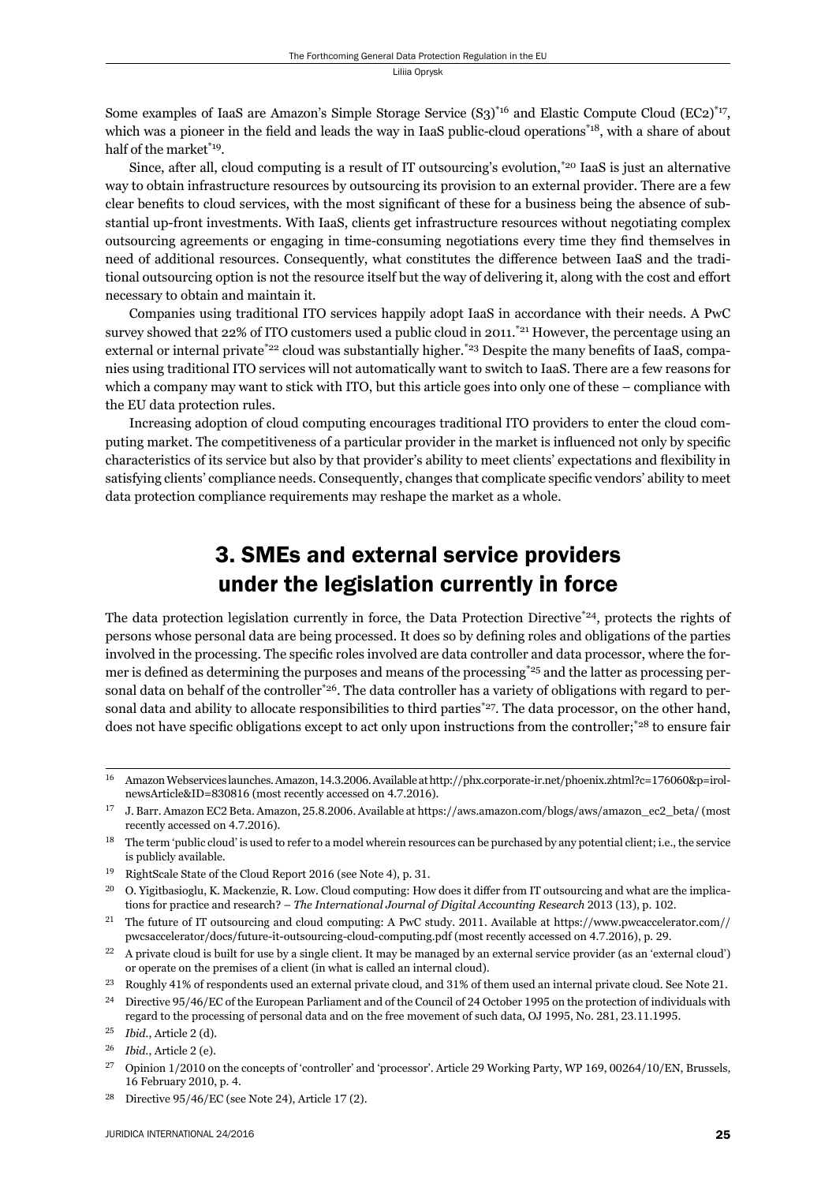Some examples of IaaS are Amazon's Simple Storage Service (S3)[*16] and Elastic Compute Cloud (EC2)[*17], which was a pioneer in the field and leads the way in IaaS public-cloud operations[*18], with a share of about half of the market[*19].

Since, after all, cloud computing is a result of IT outsourcing's evolution,[*20] IaaS is just an alternative way to obtain infrastructure resources by outsourcing its provision to an external provider. There are a few clear benefits to cloud services, with the most significant of these for a business being the absence of substantial up-front investments. With IaaS, clients get infrastructure resources without negotiating complex outsourcing agreements or engaging in time-consuming negotiations every time they find themselves in need of additional resources. Consequently, what constitutes the difference between IaaS and the traditional outsourcing option is not the resource itself but the way of delivering it, along with the cost and effort necessary to obtain and maintain it.

Companies using traditional ITO services happily adopt IaaS in accordance with their needs. A PwC survey showed that 22% of ITO customers used a public cloud in 2011.[*21] However, the percentage using an external or internal private[*22] cloud was substantially higher.[*23] Despite the many benefits of IaaS, companies using traditional ITO services will not automatically want to switch to IaaS. There are a few reasons for which a company may want to stick with ITO, but this article goes into only one of these – compliance with the EU data protection rules.

Increasing adoption of cloud computing encourages traditional ITO providers to enter the cloud computing market. The competitiveness of a particular provider in the market is influenced not only by specific characteristics of its service but also by that provider's ability to meet clients' expectations and flexibility in satisfying clients' compliance needs. Consequently, changes that complicate specific vendors' ability to meet data protection compliance requirements may reshape the market as a whole.

## 3. SMEs and external service providers under the legislation currently in force

The data protection legislation currently in force, the Data Protection Directive[*24], protects the rights of persons whose personal data are being processed. It does so by defining roles and obligations of the parties involved in the processing. The specific roles involved are data controller and data processor, where the former is defined as determining the purposes and means of the processing[*25] and the latter as processing personal data on behalf of the controller[*26]. The data controller has a variety of obligations with regard to personal data and ability to allocate responsibilities to third parties[*27]. The data processor, on the other hand, does not have specific obligations except to act only upon instructions from the controller;[*28] to ensure fair

---

[16] Amazon Webservices launches. Amazon, 14.3.2006. Available at http://phx.corporate-ir.net/phoenix.zhtml?c=176060&p=irol-newsArticle&ID=830816 (most recently accessed on 4.7.2016).

[17] J. Barr. Amazon EC2 Beta. Amazon, 25.8.2006. Available at https://aws.amazon.com/blogs/aws/amazon_ec2_beta/ (most recently accessed on 4.7.2016).

[18] The term 'public cloud' is used to refer to a model wherein resources can be purchased by any potential client; i.e., the service is publicly available.

[19] RightScale State of the Cloud Report 2016 (see Note 4), p. 31.

[20] O. Yigitbasioglu, K. Mackenzie, R. Low. Cloud computing: How does it differ from IT outsourcing and what are the implications for practice and research? – *The International Journal of Digital Accounting Research* 2013 (13), p. 102.

[21] The future of IT outsourcing and cloud computing: A PwC study. 2011. Available at https://www.pwcaccelerator.com//pwcsaccelerator/docs/future-it-outsourcing-cloud-computing.pdf (most recently accessed on 4.7.2016), p. 29.

[22] A private cloud is built for use by a single client. It may be managed by an external service provider (as an 'external cloud') or operate on the premises of a client (in what is called an internal cloud).

[23] Roughly 41% of respondents used an external private cloud, and 31% of them used an internal private cloud. See Note 21.

[24] Directive 95/46/EC of the European Parliament and of the Council of 24 October 1995 on the protection of individuals with regard to the processing of personal data and on the free movement of such data, OJ 1995, No. 281, 23.11.1995.

[25] *Ibid.*, Article 2 (d).

[26] *Ibid.*, Article 2 (e).

[27] Opinion 1/2010 on the concepts of 'controller' and 'processor'. Article 29 Working Party, WP 169, 00264/10/EN, Brussels, 16 February 2010, p. 4.

[28] Directive 95/46/EC (see Note 24), Article 17 (2).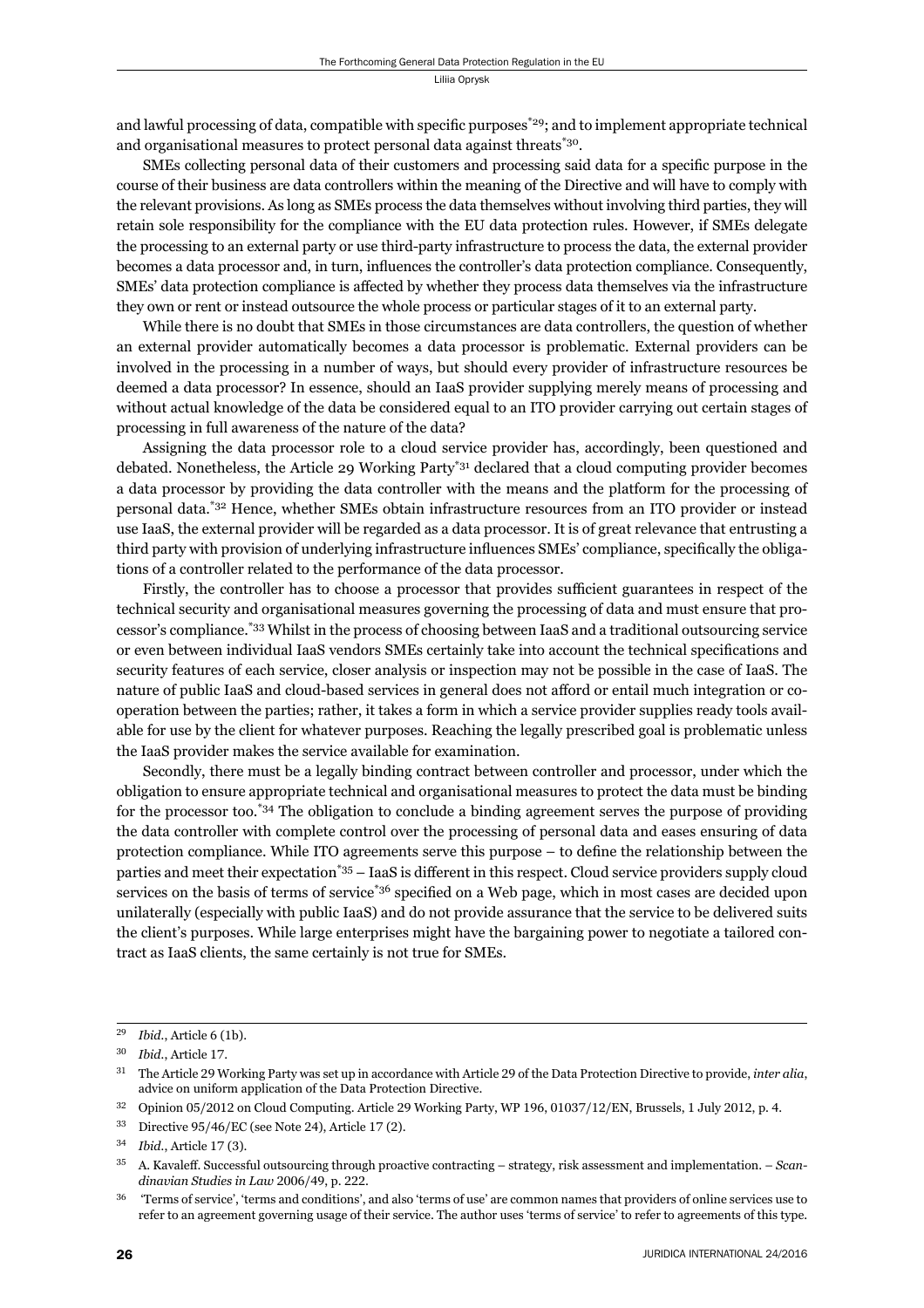and lawful processing of data, compatible with specific purposes[*29]; and to implement appropriate technical and organisational measures to protect personal data against threats[*30].

SMEs collecting personal data of their customers and processing said data for a specific purpose in the course of their business are data controllers within the meaning of the Directive and will have to comply with the relevant provisions. As long as SMEs process the data themselves without involving third parties, they will retain sole responsibility for the compliance with the EU data protection rules. However, if SMEs delegate the processing to an external party or use third-party infrastructure to process the data, the external provider becomes a data processor and, in turn, influences the controller's data protection compliance. Consequently, SMEs' data protection compliance is affected by whether they process data themselves via the infrastructure they own or rent or instead outsource the whole process or particular stages of it to an external party.

While there is no doubt that SMEs in those circumstances are data controllers, the question of whether an external provider automatically becomes a data processor is problematic. External providers can be involved in the processing in a number of ways, but should every provider of infrastructure resources be deemed a data processor? In essence, should an IaaS provider supplying merely means of processing and without actual knowledge of the data be considered equal to an ITO provider carrying out certain stages of processing in full awareness of the nature of the data?

Assigning the data processor role to a cloud service provider has, accordingly, been questioned and debated. Nonetheless, the Article 29 Working Party[*31] declared that a cloud computing provider becomes a data processor by providing the data controller with the means and the platform for the processing of personal data.[*32] Hence, whether SMEs obtain infrastructure resources from an ITO provider or instead use IaaS, the external provider will be regarded as a data processor. It is of great relevance that entrusting a third party with provision of underlying infrastructure influences SMEs' compliance, specifically the obligations of a controller related to the performance of the data processor.

Firstly, the controller has to choose a processor that provides sufficient guarantees in respect of the technical security and organisational measures governing the processing of data and must ensure that processor's compliance.[*33] Whilst in the process of choosing between IaaS and a traditional outsourcing service or even between individual IaaS vendors SMEs certainly take into account the technical specifications and security features of each service, closer analysis or inspection may not be possible in the case of IaaS. The nature of public IaaS and cloud-based services in general does not afford or entail much integration or cooperation between the parties; rather, it takes a form in which a service provider supplies ready tools available for use by the client for whatever purposes. Reaching the legally prescribed goal is problematic unless the IaaS provider makes the service available for examination.

Secondly, there must be a legally binding contract between controller and processor, under which the obligation to ensure appropriate technical and organisational measures to protect the data must be binding for the processor too.[*34] The obligation to conclude a binding agreement serves the purpose of providing the data controller with complete control over the processing of personal data and eases ensuring of data protection compliance. While ITO agreements serve this purpose – to define the relationship between the parties and meet their expectation[*35] – IaaS is different in this respect. Cloud service providers supply cloud services on the basis of terms of service[*36] specified on a Web page, which in most cases are decided upon unilaterally (especially with public IaaS) and do not provide assurance that the service to be delivered suits the client's purposes. While large enterprises might have the bargaining power to negotiate a tailored contract as IaaS clients, the same certainly is not true for SMEs.

---

[29] *Ibid.*, Article 6 (1b).

[30] *Ibid.*, Article 17.

[31] The Article 29 Working Party was set up in accordance with Article 29 of the Data Protection Directive to provide, *inter alia*, advice on uniform application of the Data Protection Directive.

[32] Opinion 05/2012 on Cloud Computing. Article 29 Working Party, WP 196, 01037/12/EN, Brussels, 1 July 2012, p. 4.

[33] Directive 95/46/EC (see Note 24), Article 17 (2).

[34] *Ibid.*, Article 17 (3).

[35] A. Kavaleff. Successful outsourcing through proactive contracting – strategy, risk assessment and implementation. – *Scandinavian Studies in Law* 2006/49, p. 222.

[36] 'Terms of service', 'terms and conditions', and also 'terms of use' are common names that providers of online services use to refer to an agreement governing usage of their service. The author uses 'terms of service' to refer to agreements of this type.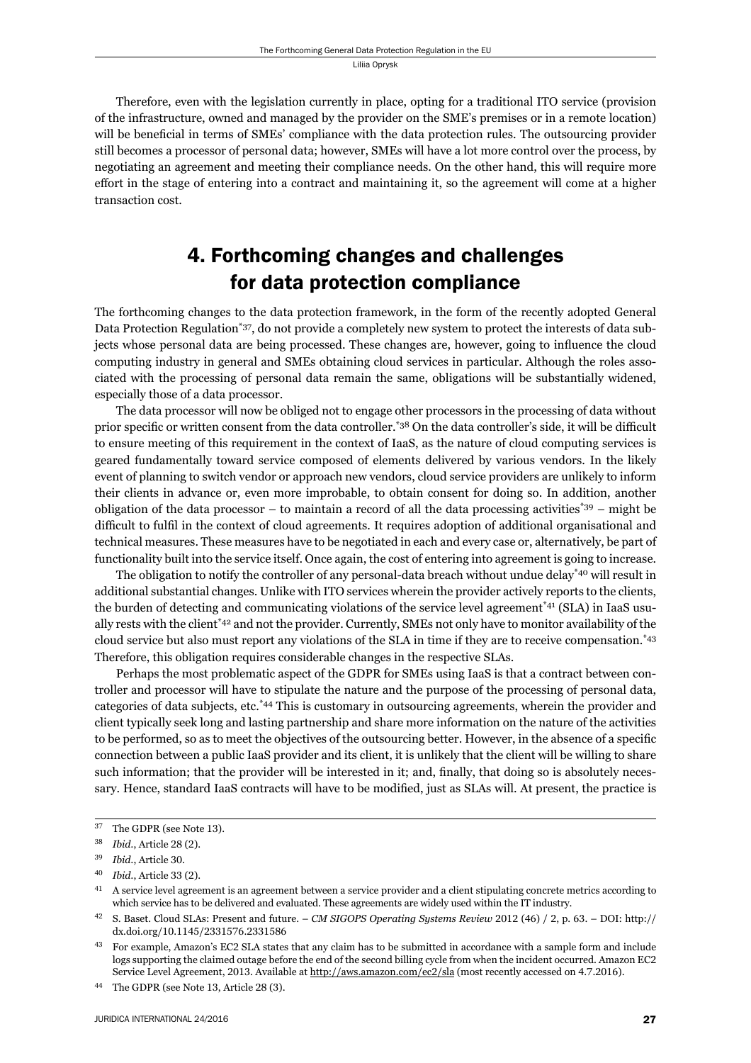Therefore, even with the legislation currently in place, opting for a traditional ITO service (provision of the infrastructure, owned and managed by the provider on the SME's premises or in a remote location) will be beneficial in terms of SMEs' compliance with the data protection rules. The outsourcing provider still becomes a processor of personal data; however, SMEs will have a lot more control over the process, by negotiating an agreement and meeting their compliance needs. On the other hand, this will require more effort in the stage of entering into a contract and maintaining it, so the agreement will come at a higher transaction cost.

## 4. Forthcoming changes and challenges for data protection compliance

The forthcoming changes to the data protection framework, in the form of the recently adopted General Data Protection Regulation[*37], do not provide a completely new system to protect the interests of data subjects whose personal data are being processed. These changes are, however, going to influence the cloud computing industry in general and SMEs obtaining cloud services in particular. Although the roles associated with the processing of personal data remain the same, obligations will be substantially widened, especially those of a data processor.

The data processor will now be obliged not to engage other processors in the processing of data without prior specific or written consent from the data controller.[*38] On the data controller's side, it will be difficult to ensure meeting of this requirement in the context of IaaS, as the nature of cloud computing services is geared fundamentally toward service composed of elements delivered by various vendors. In the likely event of planning to switch vendor or approach new vendors, cloud service providers are unlikely to inform their clients in advance or, even more improbable, to obtain consent for doing so. In addition, another obligation of the data processor – to maintain a record of all the data processing activities[*39] – might be difficult to fulfil in the context of cloud agreements. It requires adoption of additional organisational and technical measures. These measures have to be negotiated in each and every case or, alternatively, be part of functionality built into the service itself. Once again, the cost of entering into agreement is going to increase.

The obligation to notify the controller of any personal-data breach without undue delay[*40] will result in additional substantial changes. Unlike with ITO services wherein the provider actively reports to the clients, the burden of detecting and communicating violations of the service level agreement[*41] (SLA) in IaaS usually rests with the client[*42] and not the provider. Currently, SMEs not only have to monitor availability of the cloud service but also must report any violations of the SLA in time if they are to receive compensation.[*43] Therefore, this obligation requires considerable changes in the respective SLAs.

Perhaps the most problematic aspect of the GDPR for SMEs using IaaS is that a contract between controller and processor will have to stipulate the nature and the purpose of the processing of personal data, categories of data subjects, etc.[*44] This is customary in outsourcing agreements, wherein the provider and client typically seek long and lasting partnership and share more information on the nature of the activities to be performed, so as to meet the objectives of the outsourcing better. However, in the absence of a specific connection between a public IaaS provider and its client, it is unlikely that the client will be willing to share such information; that the provider will be interested in it; and, finally, that doing so is absolutely necessary. Hence, standard IaaS contracts will have to be modified, just as SLAs will. At present, the practice is

---

[37] The GDPR (see Note 13).

[38] *Ibid.*, Article 28 (2).

[39] *Ibid.*, Article 30.

[40] *Ibid.*, Article 33 (2).

[41] A service level agreement is an agreement between a service provider and a client stipulating concrete metrics according to which service has to be delivered and evaluated. These agreements are widely used within the IT industry.

[42] S. Baset. Cloud SLAs: Present and future. – *CM SIGOPS Operating Systems Review* 2012 (46) / 2, p. 63. – DOI: http://dx.doi.org/10.1145/2331576.2331586

[43] For example, Amazon's EC2 SLA states that any claim has to be submitted in accordance with a sample form and include logs supporting the claimed outage before the end of the second billing cycle from when the incident occurred. Amazon EC2 Service Level Agreement, 2013. Available at http://aws.amazon.com/ec2/sla (most recently accessed on 4.7.2016).

[44] The GDPR (see Note 13, Article 28 (3).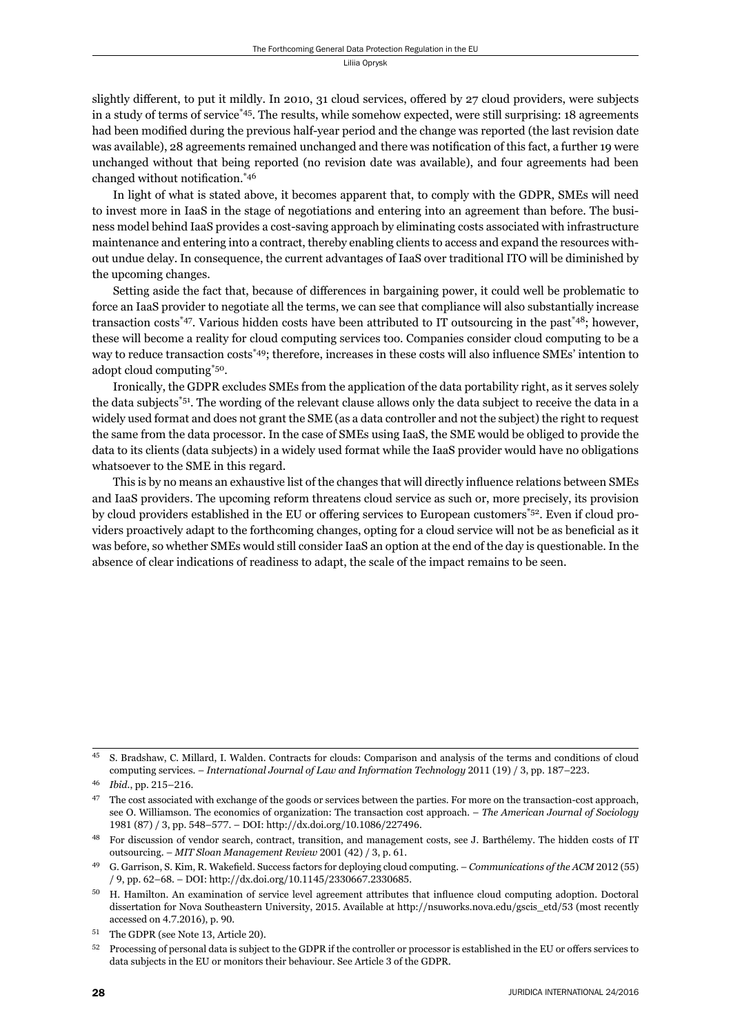slightly different, to put it mildly. In 2010, 31 cloud services, offered by 27 cloud providers, were subjects in a study of terms of service[*45]. The results, while somehow expected, were still surprising: 18 agreements had been modified during the previous half-year period and the change was reported (the last revision date was available), 28 agreements remained unchanged and there was notification of this fact, a further 19 were unchanged without that being reported (no revision date was available), and four agreements had been changed without notification.[*46]

In light of what is stated above, it becomes apparent that, to comply with the GDPR, SMEs will need to invest more in IaaS in the stage of negotiations and entering into an agreement than before. The business model behind IaaS provides a cost-saving approach by eliminating costs associated with infrastructure maintenance and entering into a contract, thereby enabling clients to access and expand the resources without undue delay. In consequence, the current advantages of IaaS over traditional ITO will be diminished by the upcoming changes.

Setting aside the fact that, because of differences in bargaining power, it could well be problematic to force an IaaS provider to negotiate all the terms, we can see that compliance will also substantially increase transaction costs[*47]. Various hidden costs have been attributed to IT outsourcing in the past[*48]; however, these will become a reality for cloud computing services too. Companies consider cloud computing to be a way to reduce transaction costs[*49]; therefore, increases in these costs will also influence SMEs' intention to adopt cloud computing[*50].

Ironically, the GDPR excludes SMEs from the application of the data portability right, as it serves solely the data subjects[*51]. The wording of the relevant clause allows only the data subject to receive the data in a widely used format and does not grant the SME (as a data controller and not the subject) the right to request the same from the data processor. In the case of SMEs using IaaS, the SME would be obliged to provide the data to its clients (data subjects) in a widely used format while the IaaS provider would have no obligations whatsoever to the SME in this regard.

This is by no means an exhaustive list of the changes that will directly influence relations between SMEs and IaaS providers. The upcoming reform threatens cloud service as such or, more precisely, its provision by cloud providers established in the EU or offering services to European customers[*52]. Even if cloud providers proactively adapt to the forthcoming changes, opting for a cloud service will not be as beneficial as it was before, so whether SMEs would still consider IaaS an option at the end of the day is questionable. In the absence of clear indications of readiness to adapt, the scale of the impact remains to be seen.

---

[45] S. Bradshaw, C. Millard, I. Walden. Contracts for clouds: Comparison and analysis of the terms and conditions of cloud computing services. – *International Journal of Law and Information Technology* 2011 (19) / 3, pp. 187–223.

[46] *Ibid.*, pp. 215–216.

[47] The cost associated with exchange of the goods or services between the parties. For more on the transaction-cost approach, see O. Williamson. The economics of organization: The transaction cost approach. – *The American Journal of Sociology* 1981 (87) / 3, pp. 548–577. – DOI: http://dx.doi.org/10.1086/227496.

[48] For discussion of vendor search, contract, transition, and management costs, see J. Barthélemy. The hidden costs of IT outsourcing. – *MIT Sloan Management Review* 2001 (42) / 3, p. 61.

[49] G. Garrison, S. Kim, R. Wakefield. Success factors for deploying cloud computing. – *Communications of the ACM* 2012 (55) / 9, pp. 62–68. – DOI: http://dx.doi.org/10.1145/2330667.2330685.

[50] H. Hamilton. An examination of service level agreement attributes that influence cloud computing adoption. Doctoral dissertation for Nova Southeastern University, 2015. Available at http://nsuworks.nova.edu/gscis_etd/53 (most recently accessed on 4.7.2016), p. 90.

[51] The GDPR (see Note 13, Article 20).

[52] Processing of personal data is subject to the GDPR if the controller or processor is established in the EU or offers services to data subjects in the EU or monitors their behaviour. See Article 3 of the GDPR.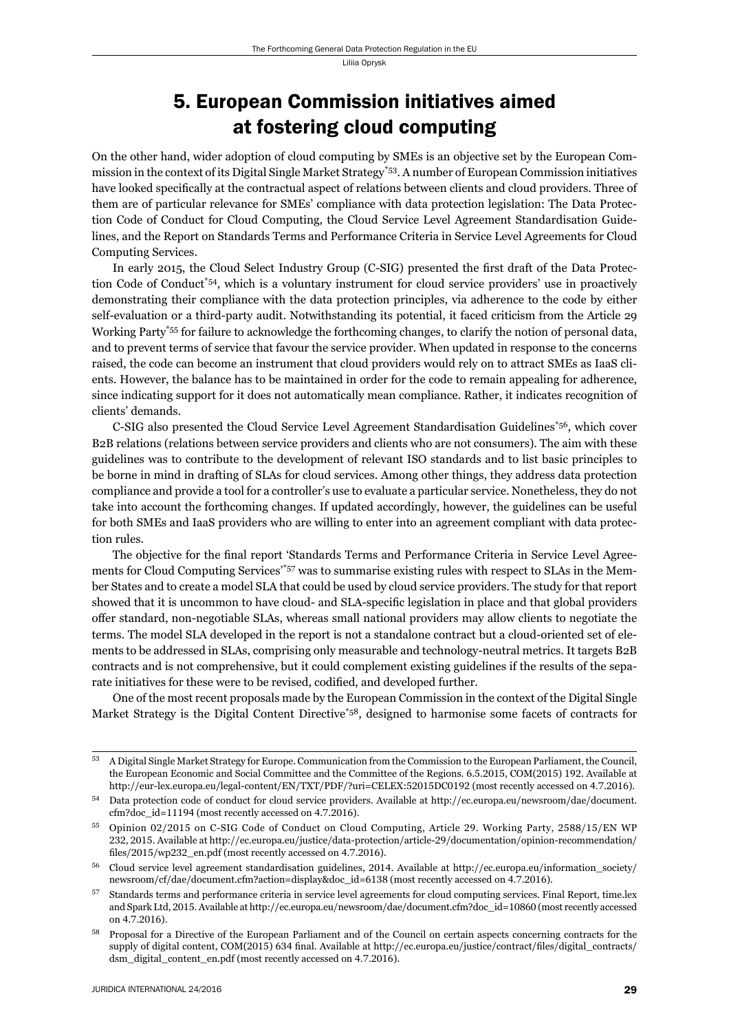## 5. European Commission initiatives aimed at fostering cloud computing

On the other hand, wider adoption of cloud computing by SMEs is an objective set by the European Commission in the context of its Digital Single Market Strategy[*53]. A number of European Commission initiatives have looked specifically at the contractual aspect of relations between clients and cloud providers. Three of them are of particular relevance for SMEs' compliance with data protection legislation: The Data Protection Code of Conduct for Cloud Computing, the Cloud Service Level Agreement Standardisation Guidelines, and the Report on Standards Terms and Performance Criteria in Service Level Agreements for Cloud Computing Services.

In early 2015, the Cloud Select Industry Group (C-SIG) presented the first draft of the Data Protection Code of Conduct[*54], which is a voluntary instrument for cloud service providers' use in proactively demonstrating their compliance with the data protection principles, via adherence to the code by either self-evaluation or a third-party audit. Notwithstanding its potential, it faced criticism from the Article 29 Working Party[*55] for failure to acknowledge the forthcoming changes, to clarify the notion of personal data, and to prevent terms of service that favour the service provider. When updated in response to the concerns raised, the code can become an instrument that cloud providers would rely on to attract SMEs as IaaS clients. However, the balance has to be maintained in order for the code to remain appealing for adherence, since indicating support for it does not automatically mean compliance. Rather, it indicates recognition of clients' demands.

C-SIG also presented the Cloud Service Level Agreement Standardisation Guidelines[*56], which cover B2B relations (relations between service providers and clients who are not consumers). The aim with these guidelines was to contribute to the development of relevant ISO standards and to list basic principles to be borne in mind in drafting of SLAs for cloud services. Among other things, they address data protection compliance and provide a tool for a controller's use to evaluate a particular service. Nonetheless, they do not take into account the forthcoming changes. If updated accordingly, however, the guidelines can be useful for both SMEs and IaaS providers who are willing to enter into an agreement compliant with data protection rules.

The objective for the final report 'Standards Terms and Performance Criteria in Service Level Agreements for Cloud Computing Services'[*57] was to summarise existing rules with respect to SLAs in the Member States and to create a model SLA that could be used by cloud service providers. The study for that report showed that it is uncommon to have cloud- and SLA-specific legislation in place and that global providers offer standard, non-negotiable SLAs, whereas small national providers may allow clients to negotiate the terms. The model SLA developed in the report is not a standalone contract but a cloud-oriented set of elements to be addressed in SLAs, comprising only measurable and technology-neutral metrics. It targets B2B contracts and is not comprehensive, but it could complement existing guidelines if the results of the separate initiatives for these were to be revised, codified, and developed further.

One of the most recent proposals made by the European Commission in the context of the Digital Single Market Strategy is the Digital Content Directive[*58], designed to harmonise some facets of contracts for

---

[53] A Digital Single Market Strategy for Europe. Communication from the Commission to the European Parliament, the Council, the European Economic and Social Committee and the Committee of the Regions. 6.5.2015, COM(2015) 192. Available at http://eur-lex.europa.eu/legal-content/EN/TXT/PDF/?uri=CELEX:52015DC0192 (most recently accessed on 4.7.2016).

[54] Data protection code of conduct for cloud service providers. Available at http://ec.europa.eu/newsroom/dae/document.cfm?doc_id=11194 (most recently accessed on 4.7.2016).

[55] Opinion 02/2015 on C-SIG Code of Conduct on Cloud Computing, Article 29. Working Party, 2588/15/EN WP 232, 2015. Available at http://ec.europa.eu/justice/data-protection/article-29/documentation/opinion-recommendation/files/2015/wp232_en.pdf (most recently accessed on 4.7.2016).

[56] Cloud service level agreement standardisation guidelines, 2014. Available at http://ec.europa.eu/information_society/newsroom/cf/dae/document.cfm?action=display&doc_id=6138 (most recently accessed on 4.7.2016).

[57] Standards terms and performance criteria in service level agreements for cloud computing services. Final Report, time.lex and Spark Ltd, 2015. Available at http://ec.europa.eu/newsroom/dae/document.cfm?doc_id=10860 (most recently accessed on 4.7.2016).

[58] Proposal for a Directive of the European Parliament and of the Council on certain aspects concerning contracts for the supply of digital content, COM(2015) 634 final. Available at http://ec.europa.eu/justice/contract/files/digital_contracts/dsm_digital_content_en.pdf (most recently accessed on 4.7.2016).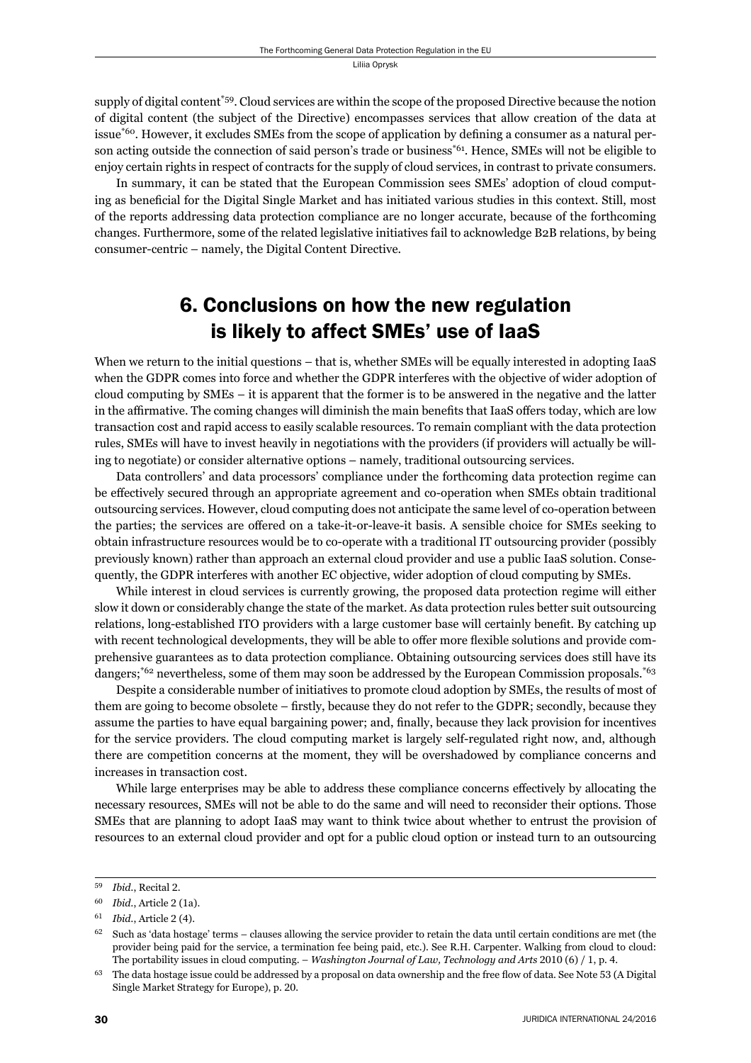supply of digital content[*59]. Cloud services are within the scope of the proposed Directive because the notion of digital content (the subject of the Directive) encompasses services that allow creation of the data at issue[*60]. However, it excludes SMEs from the scope of application by defining a consumer as a natural person acting outside the connection of said person's trade or business[*61]. Hence, SMEs will not be eligible to enjoy certain rights in respect of contracts for the supply of cloud services, in contrast to private consumers.

In summary, it can be stated that the European Commission sees SMEs' adoption of cloud computing as beneficial for the Digital Single Market and has initiated various studies in this context. Still, most of the reports addressing data protection compliance are no longer accurate, because of the forthcoming changes. Furthermore, some of the related legislative initiatives fail to acknowledge B2B relations, by being consumer-centric – namely, the Digital Content Directive.

## 6. Conclusions on how the new regulation is likely to affect SMEs' use of IaaS

When we return to the initial questions – that is, whether SMEs will be equally interested in adopting IaaS when the GDPR comes into force and whether the GDPR interferes with the objective of wider adoption of cloud computing by SMEs – it is apparent that the former is to be answered in the negative and the latter in the affirmative. The coming changes will diminish the main benefits that IaaS offers today, which are low transaction cost and rapid access to easily scalable resources. To remain compliant with the data protection rules, SMEs will have to invest heavily in negotiations with the providers (if providers will actually be willing to negotiate) or consider alternative options – namely, traditional outsourcing services.

Data controllers' and data processors' compliance under the forthcoming data protection regime can be effectively secured through an appropriate agreement and co-operation when SMEs obtain traditional outsourcing services. However, cloud computing does not anticipate the same level of co-operation between the parties; the services are offered on a take-it-or-leave-it basis. A sensible choice for SMEs seeking to obtain infrastructure resources would be to co-operate with a traditional IT outsourcing provider (possibly previously known) rather than approach an external cloud provider and use a public IaaS solution. Consequently, the GDPR interferes with another EC objective, wider adoption of cloud computing by SMEs.

While interest in cloud services is currently growing, the proposed data protection regime will either slow it down or considerably change the state of the market. As data protection rules better suit outsourcing relations, long-established ITO providers with a large customer base will certainly benefit. By catching up with recent technological developments, they will be able to offer more flexible solutions and provide comprehensive guarantees as to data protection compliance. Obtaining outsourcing services does still have its dangers;[*62] nevertheless, some of them may soon be addressed by the European Commission proposals.[*63]

Despite a considerable number of initiatives to promote cloud adoption by SMEs, the results of most of them are going to become obsolete – firstly, because they do not refer to the GDPR; secondly, because they assume the parties to have equal bargaining power; and, finally, because they lack provision for incentives for the service providers. The cloud computing market is largely self-regulated right now, and, although there are competition concerns at the moment, they will be overshadowed by compliance concerns and increases in transaction cost.

While large enterprises may be able to address these compliance concerns effectively by allocating the necessary resources, SMEs will not be able to do the same and will need to reconsider their options. Those SMEs that are planning to adopt IaaS may want to think twice about whether to entrust the provision of resources to an external cloud provider and opt for a public cloud option or instead turn to an outsourcing

---

[59] *Ibid.*, Recital 2.

[60] *Ibid.*, Article 2 (1a).

[61] *Ibid.*, Article 2 (4).

[62] Such as 'data hostage' terms – clauses allowing the service provider to retain the data until certain conditions are met (the provider being paid for the service, a termination fee being paid, etc.). See R.H. Carpenter. Walking from cloud to cloud: The portability issues in cloud computing. – *Washington Journal of Law, Technology and Arts* 2010 (6) / 1, p. 4.

[63] The data hostage issue could be addressed by a proposal on data ownership and the free flow of data. See Note 53 (A Digital Single Market Strategy for Europe), p. 20.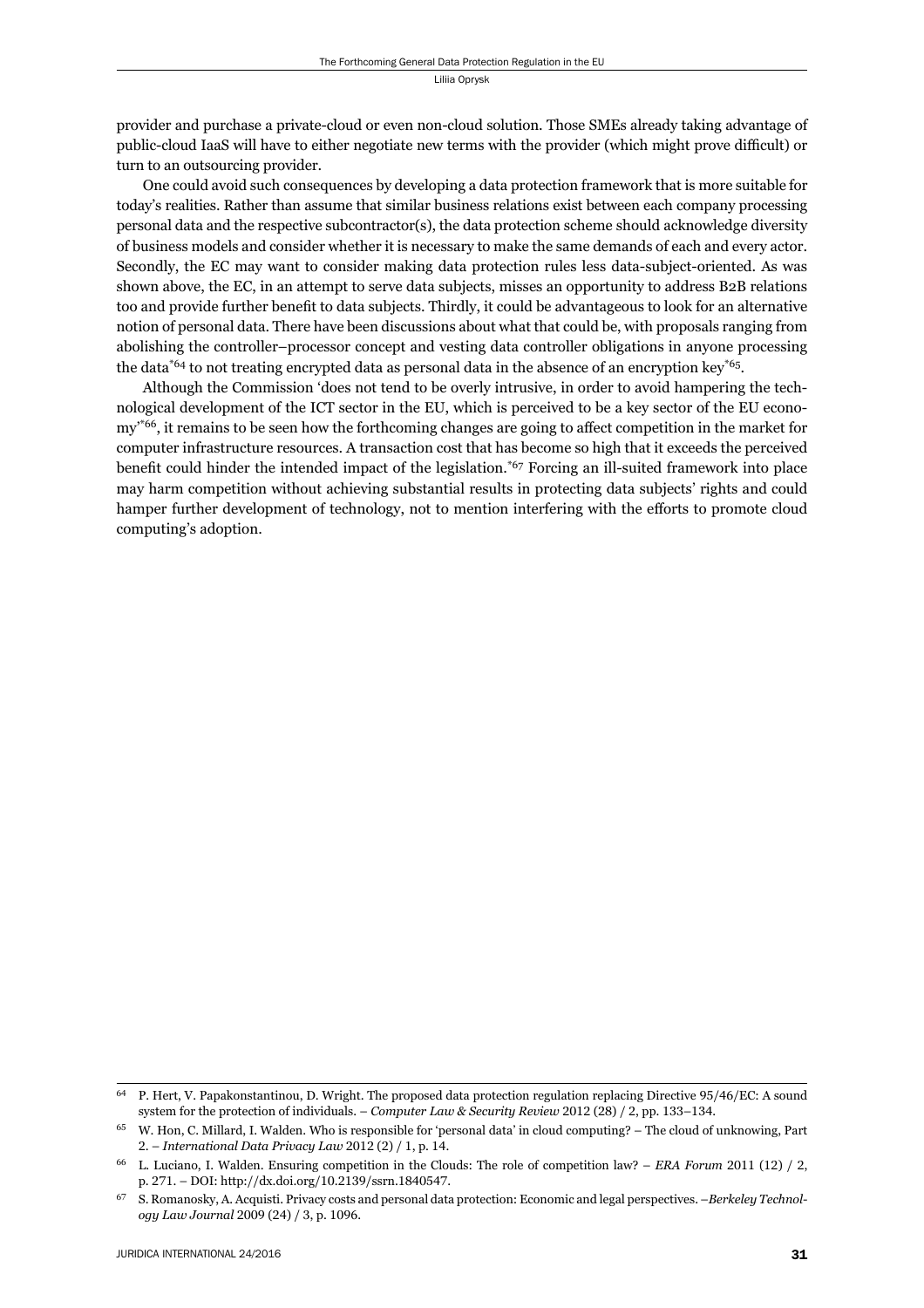provider and purchase a private-cloud or even non-cloud solution. Those SMEs already taking advantage of public-cloud IaaS will have to either negotiate new terms with the provider (which might prove difficult) or turn to an outsourcing provider.

One could avoid such consequences by developing a data protection framework that is more suitable for today's realities. Rather than assume that similar business relations exist between each company processing personal data and the respective subcontractor(s), the data protection scheme should acknowledge diversity of business models and consider whether it is necessary to make the same demands of each and every actor. Secondly, the EC may want to consider making data protection rules less data-subject-oriented. As was shown above, the EC, in an attempt to serve data subjects, misses an opportunity to address B2B relations too and provide further benefit to data subjects. Thirdly, it could be advantageous to look for an alternative notion of personal data. There have been discussions about what that could be, with proposals ranging from abolishing the controller–processor concept and vesting data controller obligations in anyone processing the data[*64] to not treating encrypted data as personal data in the absence of an encryption key[*65].

Although the Commission 'does not tend to be overly intrusive, in order to avoid hampering the technological development of the ICT sector in the EU, which is perceived to be a key sector of the EU economy'[*66], it remains to be seen how the forthcoming changes are going to affect competition in the market for computer infrastructure resources. A transaction cost that has become so high that it exceeds the perceived benefit could hinder the intended impact of the legislation.[*67] Forcing an ill-suited framework into place may harm competition without achieving substantial results in protecting data subjects' rights and could hamper further development of technology, not to mention interfering with the efforts to promote cloud computing's adoption.

---

64 P. Hert, V. Papakonstantinou, D. Wright. The proposed data protection regulation replacing Directive 95/46/EC: A sound system for the protection of individuals. – *Computer Law & Security Review* 2012 (28) / 2, pp. 133–134.

65 W. Hon, C. Millard, I. Walden. Who is responsible for 'personal data' in cloud computing? – The cloud of unknowing, Part 2. – *International Data Privacy Law* 2012 (2) / 1, p. 14.

66 L. Luciano, I. Walden. Ensuring competition in the Clouds: The role of competition law? – *ERA Forum* 2011 (12) / 2, p. 271. – DOI: http://dx.doi.org/10.2139/ssrn.1840547.

67 S. Romanosky, A. Acquisti. Privacy costs and personal data protection: Economic and legal perspectives. –*Berkeley Technology Law Journal* 2009 (24) / 3, p. 1096.